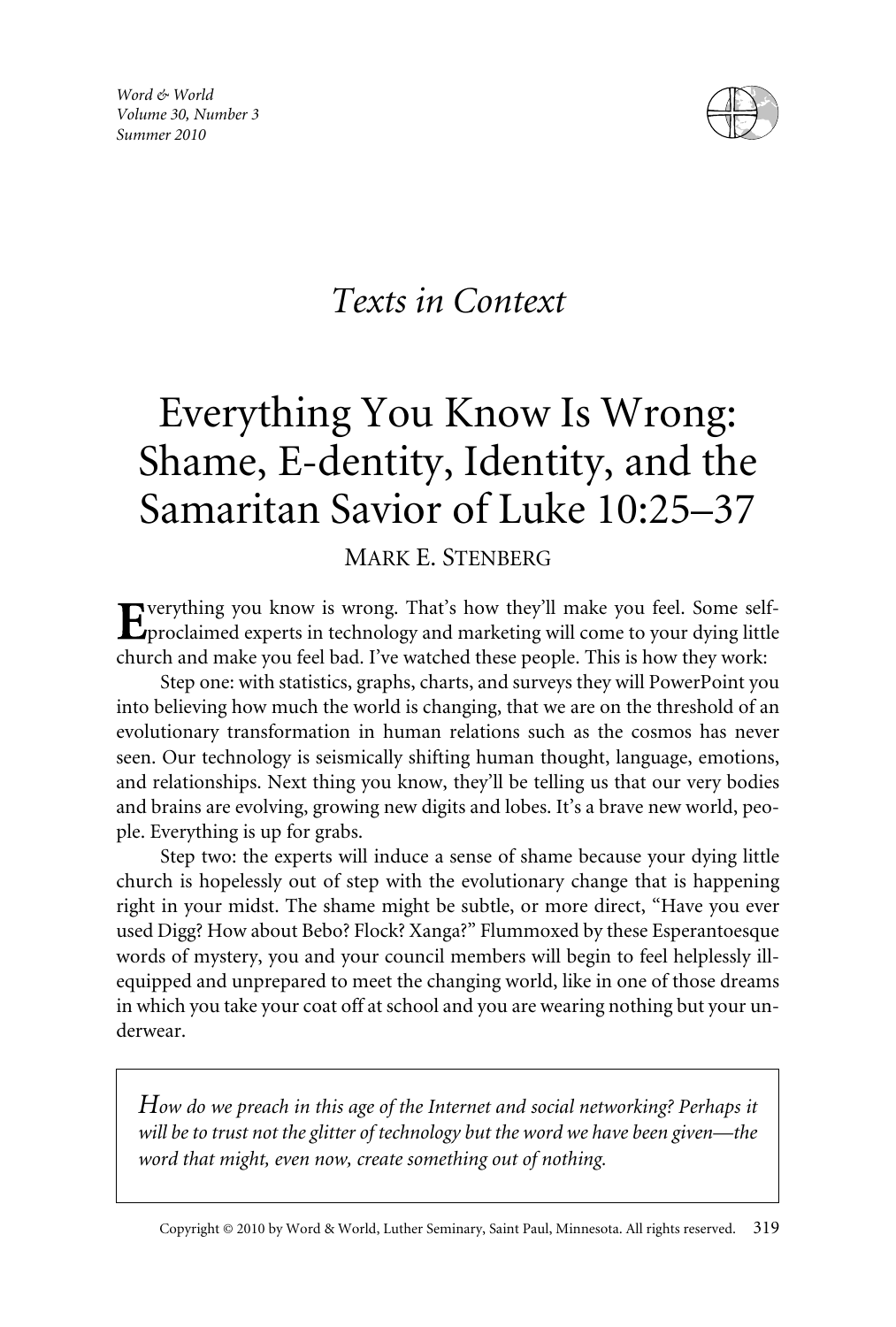*Texts in Context*

# Everything You Know Is Wrong: Shame, E-dentity, Identity, and the Samaritan Savior of Luke 10:25–37

MARK E. STENBERG

Everything you know is wrong. That's how they'll make you feel. Some self-proclaimed experts in technology and marketing will come to your dying little church and make you feel bad. I've watched these people. This is how they work:

Step one: with statistics, graphs, charts, and surveys they will PowerPoint you into believing how much the world is changing, that we are on the threshold of an evolutionary transformation in human relations such as the cosmos has never seen. Our technology is seismically shifting human thought, language, emotions, and relationships. Next thing you know, they'll be telling us that our very bodies and brains are evolving, growing new digits and lobes. It's a brave new world, people. Everything is up for grabs.

Step two: the experts will induce a sense of shame because your dying little church is hopelessly out of step with the evolutionary change that is happening right in your midst. The shame might be subtle, or more direct, "Have you ever used Digg? How about Bebo? Flock? Xanga?" Flummoxed by these Esperantoesque words of mystery, you and your council members will begin to feel helplessly ill-equipped and unprepared to meet the changing world, like in one of those dreams in which you take your coat off at school and you are wearing nothing but your underwear.

> *How do we preach in this age of the Internet and social networking? Perhaps it will be to trust not the glitter of technology but the word we have been given—the word that might, even now, create something out of nothing.*

Copyright © 2010 by Word & World, Luther Seminary, Saint Paul, Minnesota. All rights reserved.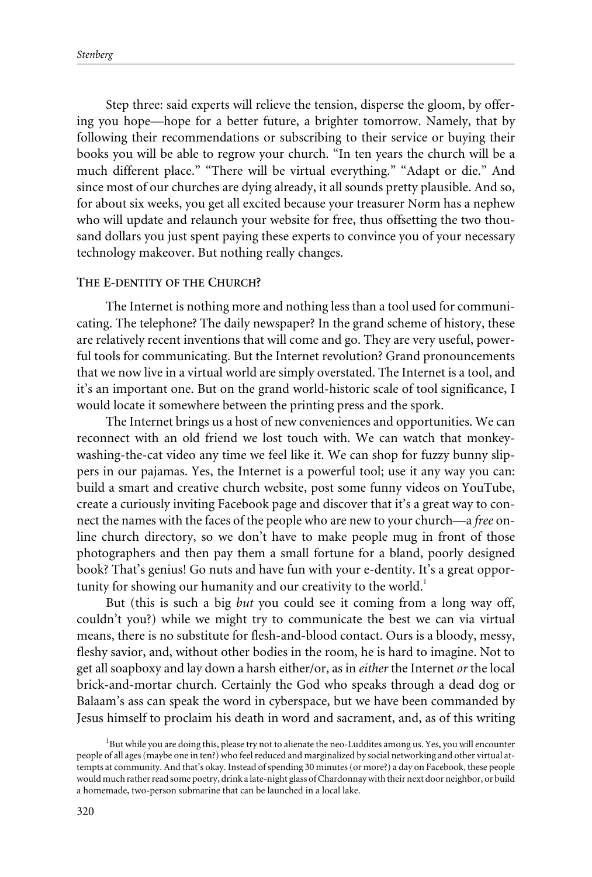Step three: said experts will relieve the tension, disperse the gloom, by offering you hope—hope for a better future, a brighter tomorrow. Namely, that by following their recommendations or subscribing to their service or buying their books you will be able to regrow your church. "In ten years the church will be a much different place." "There will be virtual everything." "Adapt or die." And since most of our churches are dying already, it all sounds pretty plausible. And so, for about six weeks, you get all excited because your treasurer Norm has a nephew who will update and relaunch your website for free, thus offsetting the two thousand dollars you just spent paying these experts to convince you of your necessary technology makeover. But nothing really changes.

### The E-dentity of the Church?

The Internet is nothing more and nothing less than a tool used for communicating. The telephone? The daily newspaper? In the grand scheme of history, these are relatively recent inventions that will come and go. They are very useful, powerful tools for communicating. But the Internet revolution? Grand pronouncements that we now live in a virtual world are simply overstated. The Internet is a tool, and it's an important one. But on the grand world-historic scale of tool significance, I would locate it somewhere between the printing press and the spork.

The Internet brings us a host of new conveniences and opportunities. We can reconnect with an old friend we lost touch with. We can watch that monkey-washing-the-cat video any time we feel like it. We can shop for fuzzy bunny slippers in our pajamas. Yes, the Internet is a powerful tool; use it any way you can: build a smart and creative church website, post some funny videos on YouTube, create a curiously inviting Facebook page and discover that it's a great way to connect the names with the faces of the people who are new to your church—a *free* online church directory, so we don't have to make people mug in front of those photographers and then pay them a small fortune for a bland, poorly designed book? That's genius! Go nuts and have fun with your e-dentity. It's a great opportunity for showing our humanity and our creativity to the world.[1]

But (this is such a big *but* you could see it coming from a long way off, couldn't you?) while we might try to communicate the best we can via virtual means, there is no substitute for flesh-and-blood contact. Ours is a bloody, messy, fleshy savior, and, without other bodies in the room, he is hard to imagine. Not to get all soapboxy and lay down a harsh either/or, as in *either* the Internet *or* the local brick-and-mortar church. Certainly the God who speaks through a dead dog or Balaam's ass can speak the word in cyberspace, but we have been commanded by Jesus himself to proclaim his death in word and sacrament, and, as of this writing

[1] But while you are doing this, please try not to alienate the neo-Luddites among us. Yes, you will encounter people of all ages (maybe one in ten?) who feel reduced and marginalized by social networking and other virtual attempts at community. And that's okay. Instead of spending 30 minutes (or more?) a day on Facebook, these people would much rather read some poetry, drink a late-night glass of Chardonnay with their next door neighbor, or build a homemade, two-person submarine that can be launched in a local lake.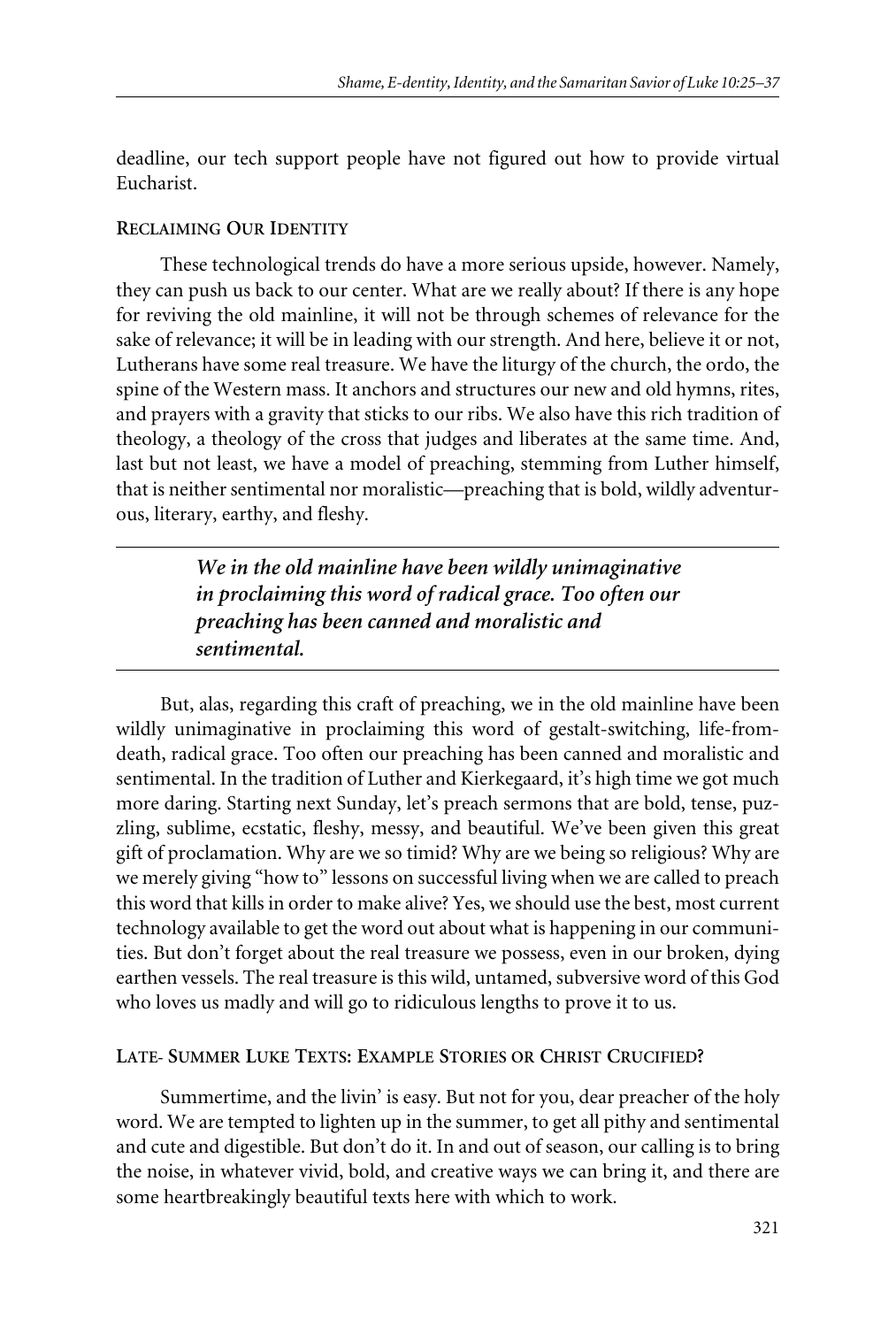deadline, our tech support people have not figured out how to provide virtual Eucharist.

## Reclaiming Our Identity

These technological trends do have a more serious upside, however. Namely, they can push us back to our center. What are we really about? If there is any hope for reviving the old mainline, it will not be through schemes of relevance for the sake of relevance; it will be in leading with our strength. And here, believe it or not, Lutherans have some real treasure. We have the liturgy of the church, the ordo, the spine of the Western mass. It anchors and structures our new and old hymns, rites, and prayers with a gravity that sticks to our ribs. We also have this rich tradition of theology, a theology of the cross that judges and liberates at the same time. And, last but not least, we have a model of preaching, stemming from Luther himself, that is neither sentimental nor moralistic—preaching that is bold, wildly adventurous, literary, earthy, and fleshy.

> ***We in the old mainline have been wildly unimaginative in proclaiming this word of radical grace. Too often our preaching has been canned and moralistic and sentimental.***

But, alas, regarding this craft of preaching, we in the old mainline have been wildly unimaginative in proclaiming this word of gestalt-switching, life-from-death, radical grace. Too often our preaching has been canned and moralistic and sentimental. In the tradition of Luther and Kierkegaard, it's high time we got much more daring. Starting next Sunday, let's preach sermons that are bold, tense, puzzling, sublime, ecstatic, fleshy, messy, and beautiful. We've been given this great gift of proclamation. Why are we so timid? Why are we being so religious? Why are we merely giving "how to" lessons on successful living when we are called to preach this word that kills in order to make alive? Yes, we should use the best, most current technology available to get the word out about what is happening in our communities. But don't forget about the real treasure we possess, even in our broken, dying earthen vessels. The real treasure is this wild, untamed, subversive word of this God who loves us madly and will go to ridiculous lengths to prove it to us.

## Late- Summer Luke Texts: Example Stories or Christ Crucified?

Summertime, and the livin' is easy. But not for you, dear preacher of the holy word. We are tempted to lighten up in the summer, to get all pithy and sentimental and cute and digestible. But don't do it. In and out of season, our calling is to bring the noise, in whatever vivid, bold, and creative ways we can bring it, and there are some heartbreakingly beautiful texts here with which to work.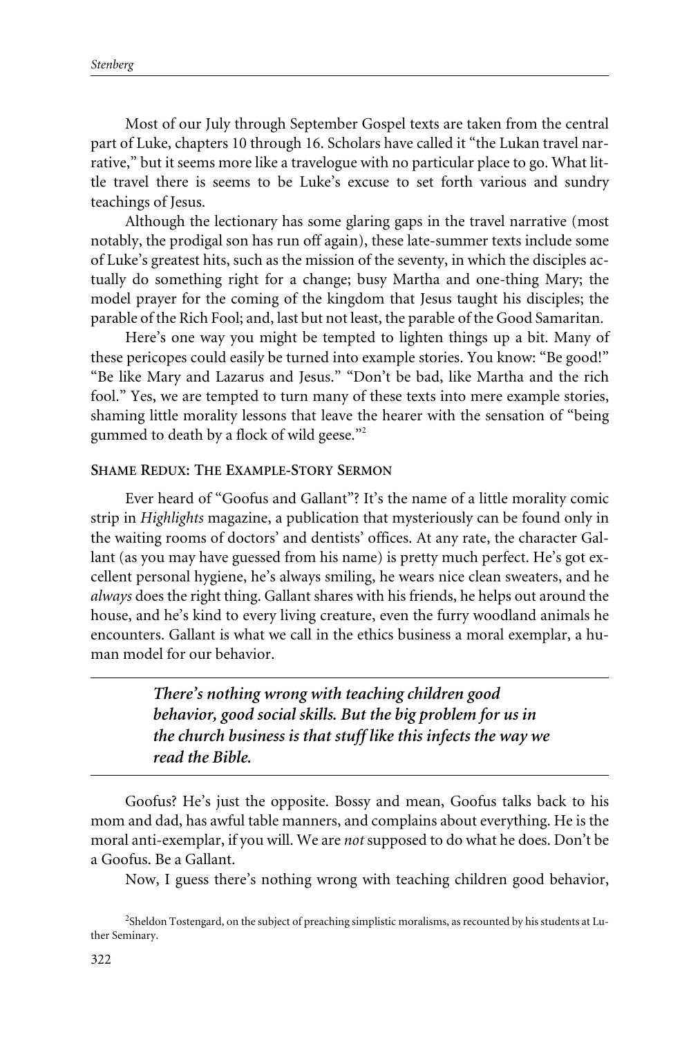Most of our July through September Gospel texts are taken from the central part of Luke, chapters 10 through 16. Scholars have called it "the Lukan travel narrative," but it seems more like a travelogue with no particular place to go. What little travel there is seems to be Luke's excuse to set forth various and sundry teachings of Jesus.

Although the lectionary has some glaring gaps in the travel narrative (most notably, the prodigal son has run off again), these late-summer texts include some of Luke's greatest hits, such as the mission of the seventy, in which the disciples actually do something right for a change; busy Martha and one-thing Mary; the model prayer for the coming of the kingdom that Jesus taught his disciples; the parable of the Rich Fool; and, last but not least, the parable of the Good Samaritan.

Here's one way you might be tempted to lighten things up a bit. Many of these pericopes could easily be turned into example stories. You know: "Be good!" "Be like Mary and Lazarus and Jesus." "Don't be bad, like Martha and the rich fool." Yes, we are tempted to turn many of these texts into mere example stories, shaming little morality lessons that leave the hearer with the sensation of "being gummed to death by a flock of wild geese."[2]

### Shame Redux: The Example-Story Sermon

Ever heard of "Goofus and Gallant"? It's the name of a little morality comic strip in *Highlights* magazine, a publication that mysteriously can be found only in the waiting rooms of doctors' and dentists' offices. At any rate, the character Gallant (as you may have guessed from his name) is pretty much perfect. He's got excellent personal hygiene, he's always smiling, he wears nice clean sweaters, and he *always* does the right thing. Gallant shares with his friends, he helps out around the house, and he's kind to every living creature, even the furry woodland animals he encounters. Gallant is what we call in the ethics business a moral exemplar, a human model for our behavior.

> ***There's nothing wrong with teaching children good behavior, good social skills. But the big problem for us in the church business is that stuff like this infects the way we read the Bible.***

Goofus? He's just the opposite. Bossy and mean, Goofus talks back to his mom and dad, has awful table manners, and complains about everything. He is the moral anti-exemplar, if you will. We are *not* supposed to do what he does. Don't be a Goofus. Be a Gallant.

Now, I guess there's nothing wrong with teaching children good behavior,

[2] Sheldon Tostengard, on the subject of preaching simplistic moralisms, as recounted by his students at Luther Seminary.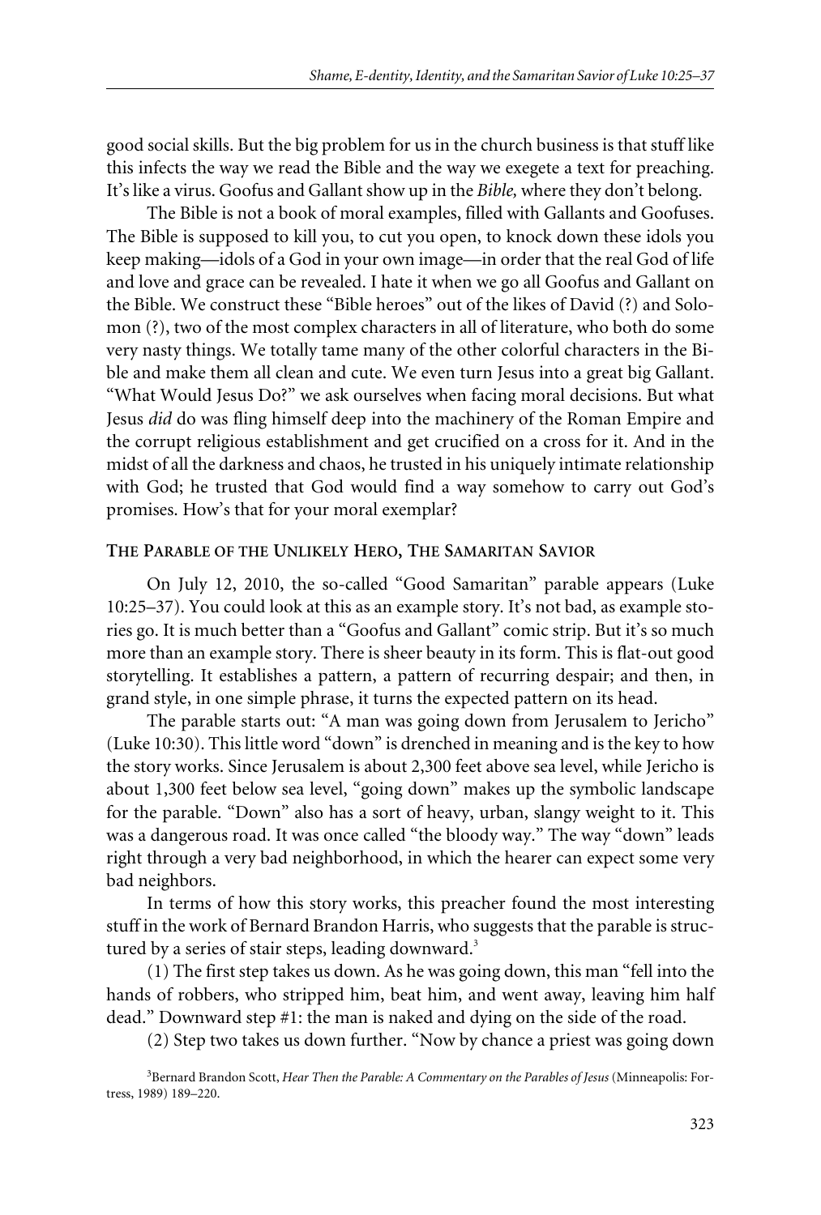good social skills. But the big problem for us in the church business is that stuff like this infects the way we read the Bible and the way we exegete a text for preaching. It's like a virus. Goofus and Gallant show up in the *Bible,* where they don't belong.

The Bible is not a book of moral examples, filled with Gallants and Goofuses. The Bible is supposed to kill you, to cut you open, to knock down these idols you keep making—idols of a God in your own image—in order that the real God of life and love and grace can be revealed. I hate it when we go all Goofus and Gallant on the Bible. We construct these "Bible heroes" out of the likes of David (?) and Solomon (?), two of the most complex characters in all of literature, who both do some very nasty things. We totally tame many of the other colorful characters in the Bible and make them all clean and cute. We even turn Jesus into a great big Gallant. "What Would Jesus Do?" we ask ourselves when facing moral decisions. But what Jesus *did* do was fling himself deep into the machinery of the Roman Empire and the corrupt religious establishment and get crucified on a cross for it. And in the midst of all the darkness and chaos, he trusted in his uniquely intimate relationship with God; he trusted that God would find a way somehow to carry out God's promises. How's that for your moral exemplar?

### The Parable of the Unlikely Hero, The Samaritan Savior

On July 12, 2010, the so-called "Good Samaritan" parable appears (Luke 10:25–37). You could look at this as an example story. It's not bad, as example stories go. It is much better than a "Goofus and Gallant" comic strip. But it's so much more than an example story. There is sheer beauty in its form. This is flat-out good storytelling. It establishes a pattern, a pattern of recurring despair; and then, in grand style, in one simple phrase, it turns the expected pattern on its head.

The parable starts out: "A man was going down from Jerusalem to Jericho" (Luke 10:30). This little word "down" is drenched in meaning and is the key to how the story works. Since Jerusalem is about 2,300 feet above sea level, while Jericho is about 1,300 feet below sea level, "going down" makes up the symbolic landscape for the parable. "Down" also has a sort of heavy, urban, slangy weight to it. This was a dangerous road. It was once called "the bloody way." The way "down" leads right through a very bad neighborhood, in which the hearer can expect some very bad neighbors.

In terms of how this story works, this preacher found the most interesting stuff in the work of Bernard Brandon Harris, who suggests that the parable is structured by a series of stair steps, leading downward.[3]

(1) The first step takes us down. As he was going down, this man "fell into the hands of robbers, who stripped him, beat him, and went away, leaving him half dead." Downward step #1: the man is naked and dying on the side of the road.

(2) Step two takes us down further. "Now by chance a priest was going down

[3] Bernard Brandon Scott, *Hear Then the Parable: A Commentary on the Parables of Jesus* (Minneapolis: Fortress, 1989) 189–220.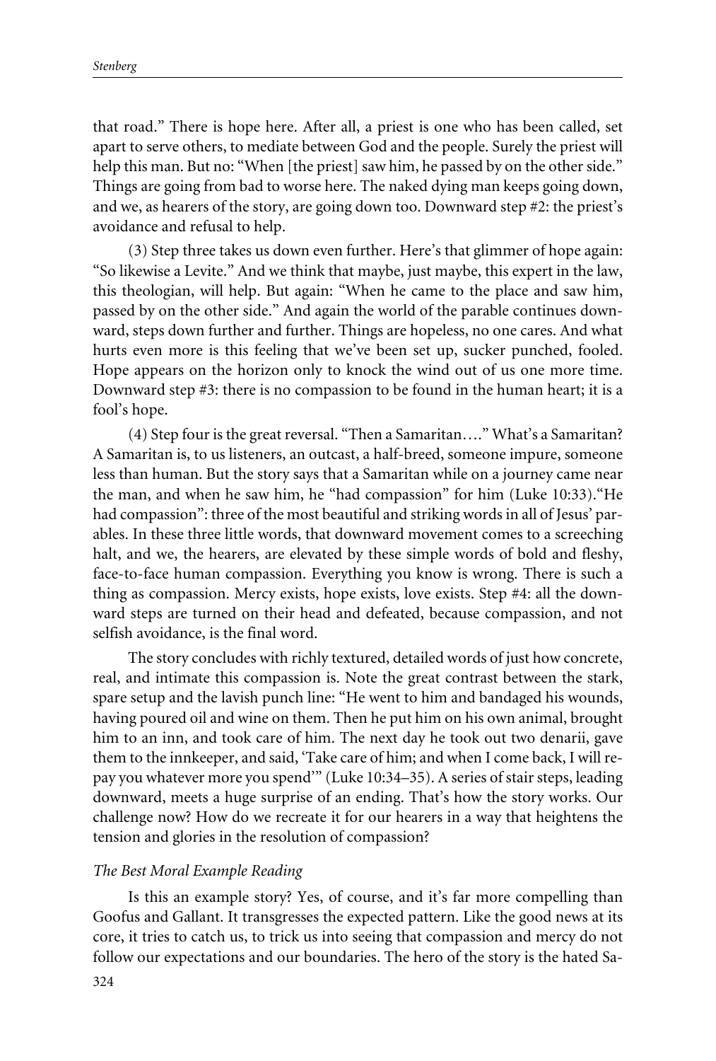that road." There is hope here. After all, a priest is one who has been called, set apart to serve others, to mediate between God and the people. Surely the priest will help this man. But no: "When [the priest] saw him, he passed by on the other side." Things are going from bad to worse here. The naked dying man keeps going down, and we, as hearers of the story, are going down too. Downward step #2: the priest's avoidance and refusal to help.

(3) Step three takes us down even further. Here's that glimmer of hope again: "So likewise a Levite." And we think that maybe, just maybe, this expert in the law, this theologian, will help. But again: "When he came to the place and saw him, passed by on the other side." And again the world of the parable continues downward, steps down further and further. Things are hopeless, no one cares. And what hurts even more is this feeling that we've been set up, sucker punched, fooled. Hope appears on the horizon only to knock the wind out of us one more time. Downward step #3: there is no compassion to be found in the human heart; it is a fool's hope.

(4) Step four is the great reversal. "Then a Samaritan…." What's a Samaritan? A Samaritan is, to us listeners, an outcast, a half-breed, someone impure, someone less than human. But the story says that a Samaritan while on a journey came near the man, and when he saw him, he "had compassion" for him (Luke 10:33)."He had compassion": three of the most beautiful and striking words in all of Jesus' parables. In these three little words, that downward movement comes to a screeching halt, and we, the hearers, are elevated by these simple words of bold and fleshy, face-to-face human compassion. Everything you know is wrong. There is such a thing as compassion. Mercy exists, hope exists, love exists. Step #4: all the downward steps are turned on their head and defeated, because compassion, and not selfish avoidance, is the final word.

The story concludes with richly textured, detailed words of just how concrete, real, and intimate this compassion is. Note the great contrast between the stark, spare setup and the lavish punch line: "He went to him and bandaged his wounds, having poured oil and wine on them. Then he put him on his own animal, brought him to an inn, and took care of him. The next day he took out two denarii, gave them to the innkeeper, and said, 'Take care of him; and when I come back, I will repay you whatever more you spend'" (Luke 10:34–35). A series of stair steps, leading downward, meets a huge surprise of an ending. That's how the story works. Our challenge now? How do we recreate it for our hearers in a way that heightens the tension and glories in the resolution of compassion?

*The Best Moral Example Reading*

Is this an example story? Yes, of course, and it's far more compelling than Goofus and Gallant. It transgresses the expected pattern. Like the good news at its core, it tries to catch us, to trick us into seeing that compassion and mercy do not follow our expectations and our boundaries. The hero of the story is the hated Sa-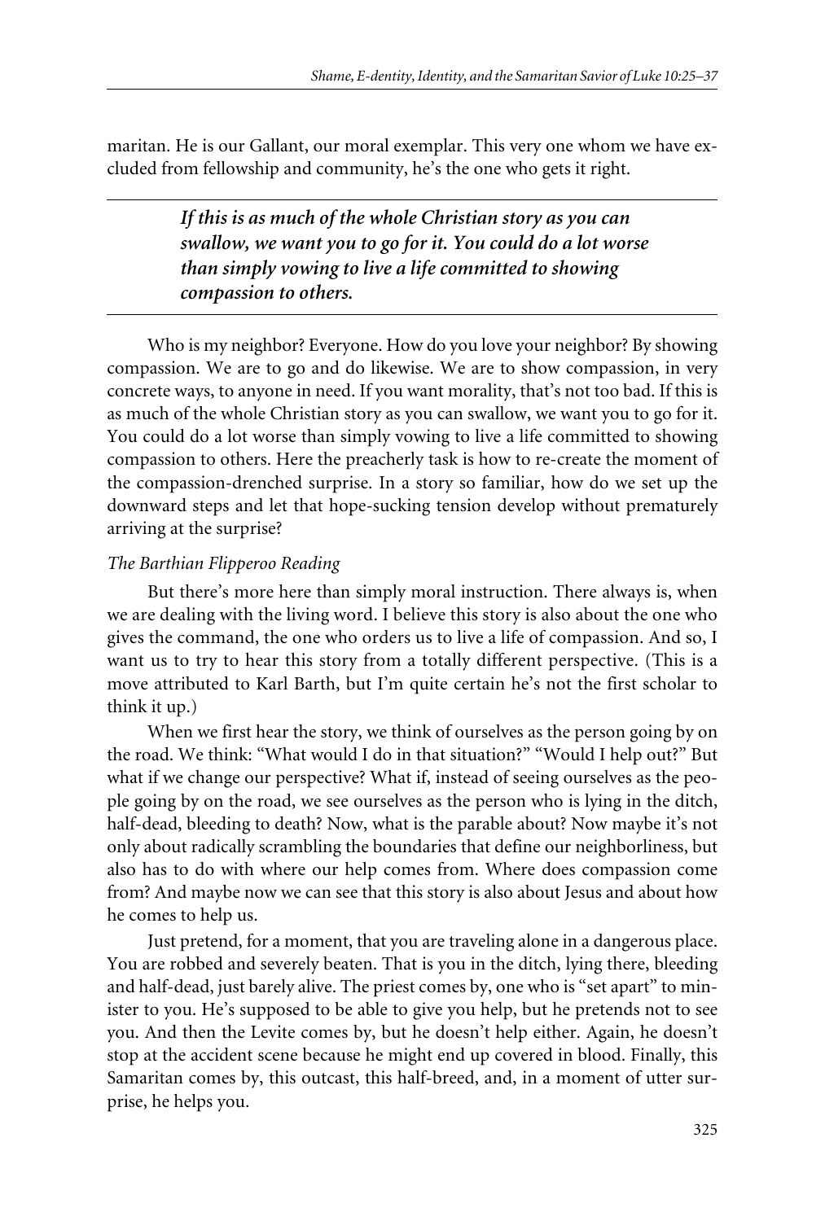maritan. He is our Gallant, our moral exemplar. This very one whom we have excluded from fellowship and community, he's the one who gets it right.

> ***If this is as much of the whole Christian story as you can swallow, we want you to go for it. You could do a lot worse than simply vowing to live a life committed to showing compassion to others.***

Who is my neighbor? Everyone. How do you love your neighbor? By showing compassion. We are to go and do likewise. We are to show compassion, in very concrete ways, to anyone in need. If you want morality, that's not too bad. If this is as much of the whole Christian story as you can swallow, we want you to go for it. You could do a lot worse than simply vowing to live a life committed to showing compassion to others. Here the preacherly task is how to re-create the moment of the compassion-drenched surprise. In a story so familiar, how do we set up the downward steps and let that hope-sucking tension develop without prematurely arriving at the surprise?

*The Barthian Flipperoo Reading*

But there's more here than simply moral instruction. There always is, when we are dealing with the living word. I believe this story is also about the one who gives the command, the one who orders us to live a life of compassion. And so, I want us to try to hear this story from a totally different perspective. (This is a move attributed to Karl Barth, but I'm quite certain he's not the first scholar to think it up.)

When we first hear the story, we think of ourselves as the person going by on the road. We think: "What would I do in that situation?" "Would I help out?" But what if we change our perspective? What if, instead of seeing ourselves as the people going by on the road, we see ourselves as the person who is lying in the ditch, half-dead, bleeding to death? Now, what is the parable about? Now maybe it's not only about radically scrambling the boundaries that define our neighborliness, but also has to do with where our help comes from. Where does compassion come from? And maybe now we can see that this story is also about Jesus and about how he comes to help us.

Just pretend, for a moment, that you are traveling alone in a dangerous place. You are robbed and severely beaten. That is you in the ditch, lying there, bleeding and half-dead, just barely alive. The priest comes by, one who is "set apart" to minister to you. He's supposed to be able to give you help, but he pretends not to see you. And then the Levite comes by, but he doesn't help either. Again, he doesn't stop at the accident scene because he might end up covered in blood. Finally, this Samaritan comes by, this outcast, this half-breed, and, in a moment of utter surprise, he helps you.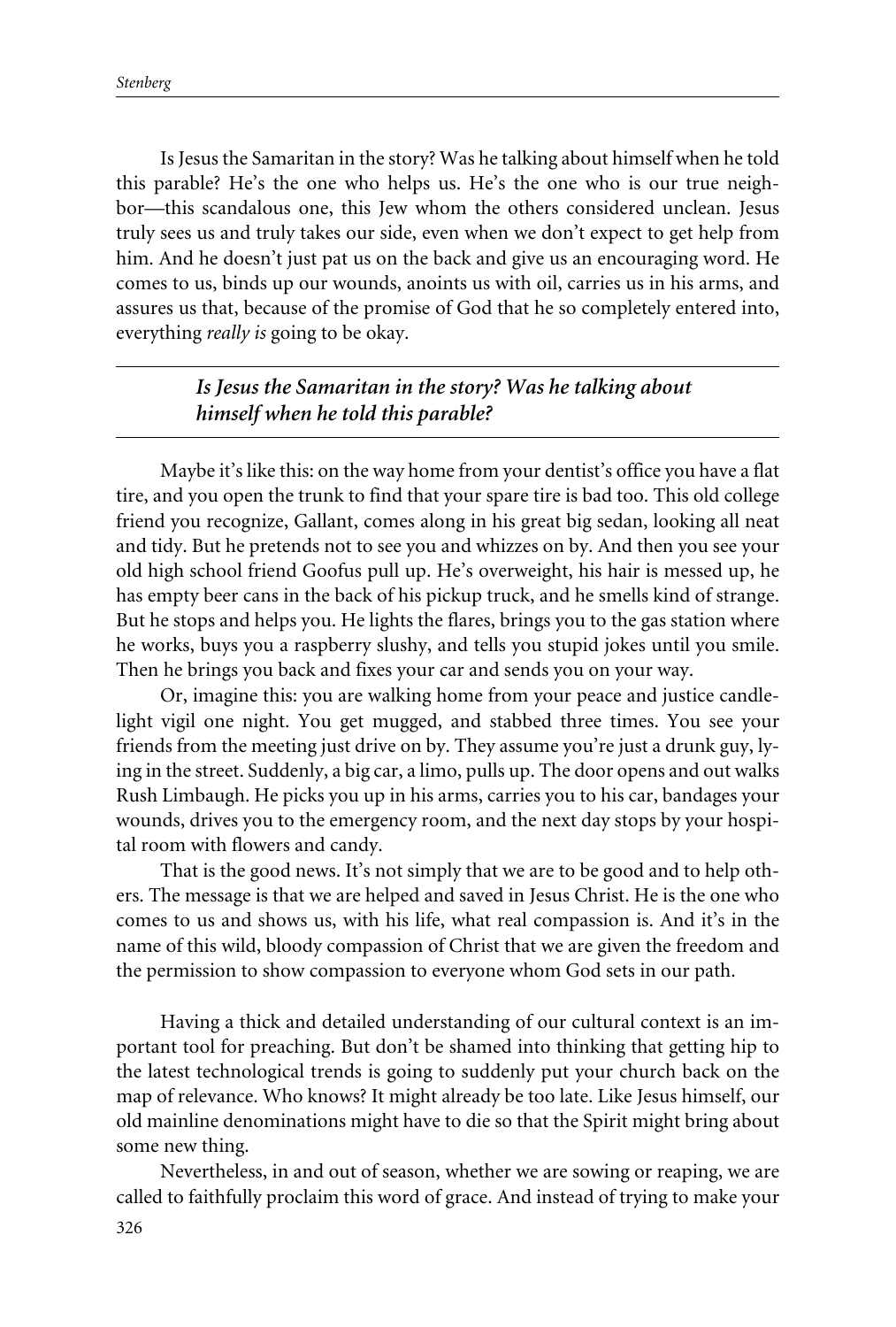Is Jesus the Samaritan in the story? Was he talking about himself when he told this parable? He's the one who helps us. He's the one who is our true neighbor—this scandalous one, this Jew whom the others considered unclean. Jesus truly sees us and truly takes our side, even when we don't expect to get help from him. And he doesn't just pat us on the back and give us an encouraging word. He comes to us, binds up our wounds, anoints us with oil, carries us in his arms, and assures us that, because of the promise of God that he so completely entered into, everything *really is* going to be okay.

---

***Is Jesus the Samaritan in the story? Was he talking about himself when he told this parable?***

---

Maybe it's like this: on the way home from your dentist's office you have a flat tire, and you open the trunk to find that your spare tire is bad too. This old college friend you recognize, Gallant, comes along in his great big sedan, looking all neat and tidy. But he pretends not to see you and whizzes on by. And then you see your old high school friend Goofus pull up. He's overweight, his hair is messed up, he has empty beer cans in the back of his pickup truck, and he smells kind of strange. But he stops and helps you. He lights the flares, brings you to the gas station where he works, buys you a raspberry slushy, and tells you stupid jokes until you smile. Then he brings you back and fixes your car and sends you on your way.

Or, imagine this: you are walking home from your peace and justice candlelight vigil one night. You get mugged, and stabbed three times. You see your friends from the meeting just drive on by. They assume you're just a drunk guy, lying in the street. Suddenly, a big car, a limo, pulls up. The door opens and out walks Rush Limbaugh. He picks you up in his arms, carries you to his car, bandages your wounds, drives you to the emergency room, and the next day stops by your hospital room with flowers and candy.

That is the good news. It's not simply that we are to be good and to help others. The message is that we are helped and saved in Jesus Christ. He is the one who comes to us and shows us, with his life, what real compassion is. And it's in the name of this wild, bloody compassion of Christ that we are given the freedom and the permission to show compassion to everyone whom God sets in our path.

Having a thick and detailed understanding of our cultural context is an important tool for preaching. But don't be shamed into thinking that getting hip to the latest technological trends is going to suddenly put your church back on the map of relevance. Who knows? It might already be too late. Like Jesus himself, our old mainline denominations might have to die so that the Spirit might bring about some new thing.

Nevertheless, in and out of season, whether we are sowing or reaping, we are called to faithfully proclaim this word of grace. And instead of trying to make your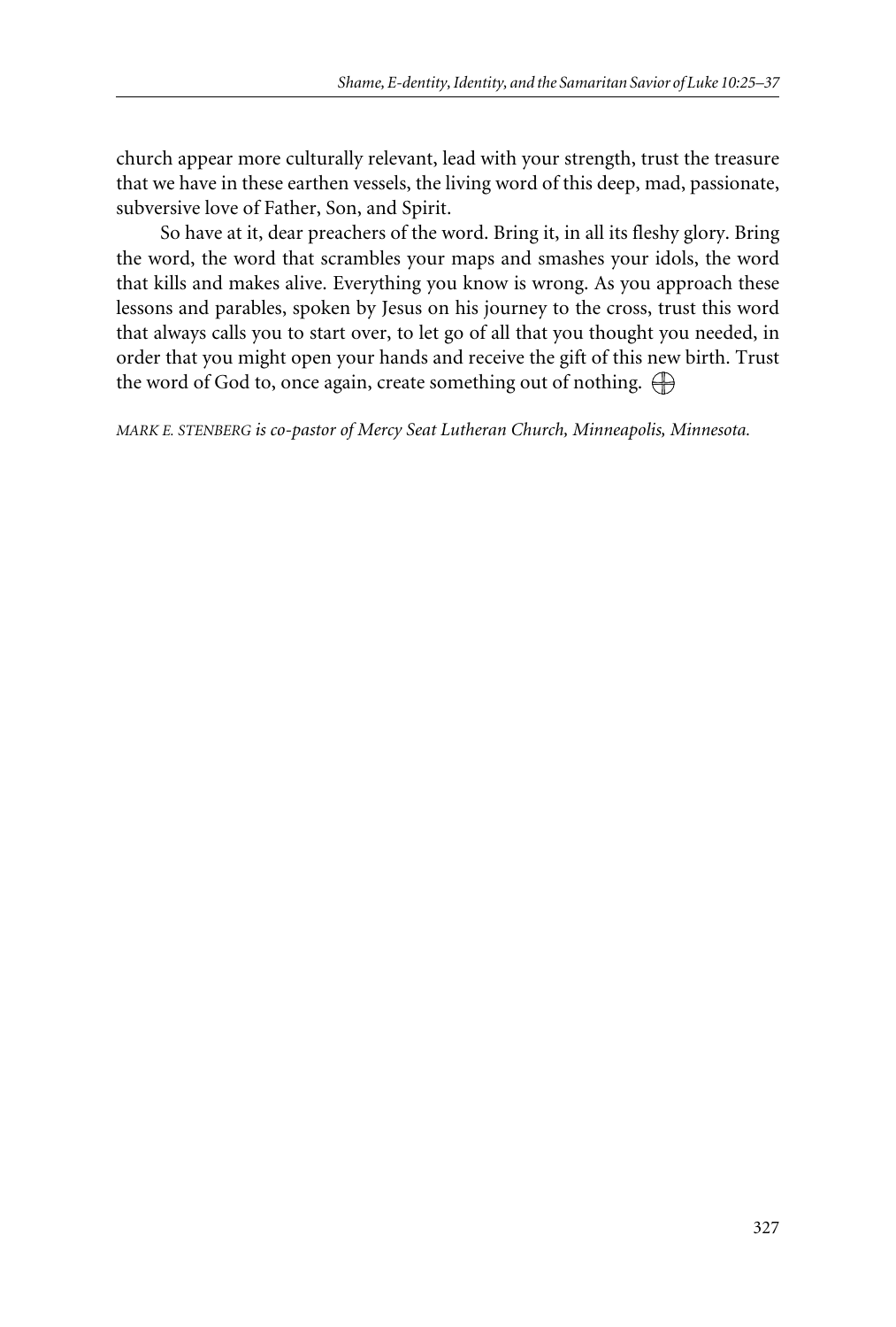church appear more culturally relevant, lead with your strength, trust the treasure that we have in these earthen vessels, the living word of this deep, mad, passionate, subversive love of Father, Son, and Spirit.

So have at it, dear preachers of the word. Bring it, in all its fleshy glory. Bring the word, the word that scrambles your maps and smashes your idols, the word that kills and makes alive. Everything you know is wrong. As you approach these lessons and parables, spoken by Jesus on his journey to the cross, trust this word that always calls you to start over, to let go of all that you thought you needed, in order that you might open your hands and receive the gift of this new birth. Trust the word of God to, once again, create something out of nothing. ⊕

*MARK E. STENBERG is co-pastor of Mercy Seat Lutheran Church, Minneapolis, Minnesota.*